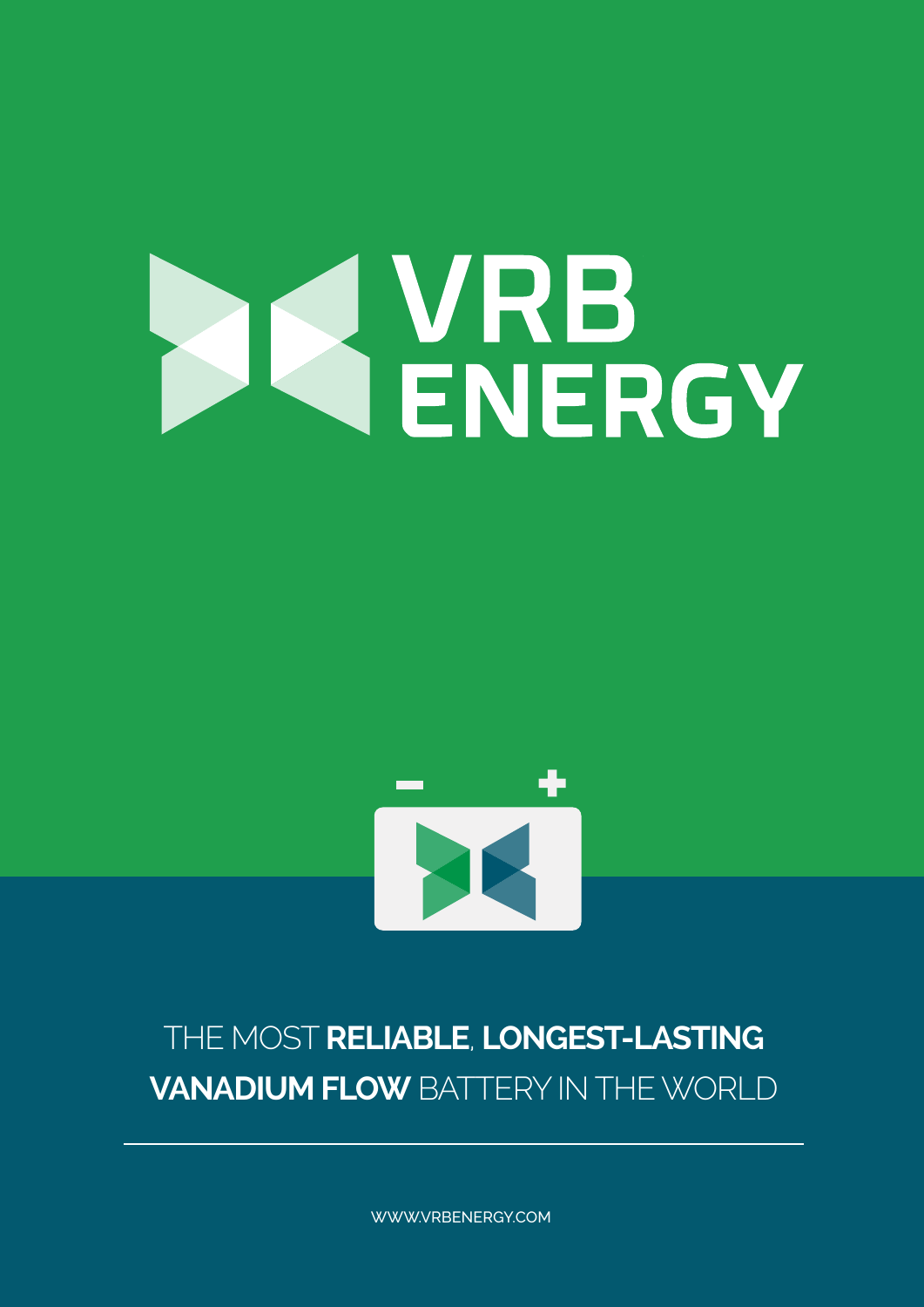# VRB ENERGY

THE MOST **RELIABLE**, **LONGEST-LASTING VANADIUM FLOW** BATTERY IN THE WORLD

---

WWW.VRBENERGY.COM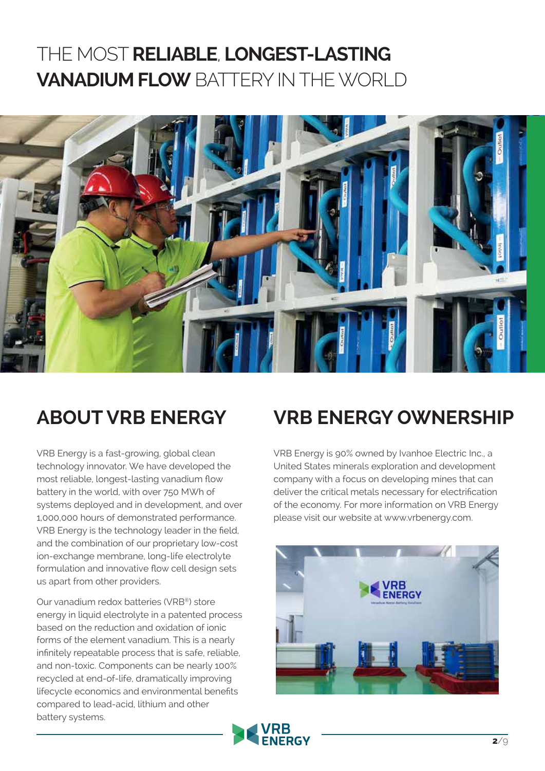# THE MOST **RELIABLE**, **LONGEST-LASTING VANADIUM FLOW** BATTERY IN THE WORLD

## ABOUT VRB ENERGY

VRB Energy is a fast-growing, global clean technology innovator. We have developed the most reliable, longest-lasting vanadium flow battery in the world, with over 750 MWh of systems deployed and in development, and over 1,000,000 hours of demonstrated performance. VRB Energy is the technology leader in the field, and the combination of our proprietary low-cost ion-exchange membrane, long-life electrolyte formulation and innovative flow cell design sets us apart from other providers.

Our vanadium redox batteries (VRB®) store energy in liquid electrolyte in a patented process based on the reduction and oxidation of ionic forms of the element vanadium. This is a nearly infinitely repeatable process that is safe, reliable, and non-toxic. Components can be nearly 100% recycled at end-of-life, dramatically improving lifecycle economics and environmental benefits compared to lead-acid, lithium and other battery systems.

## VRB ENERGY OWNERSHIP

VRB Energy is 90% owned by Ivanhoe Electric Inc., a United States minerals exploration and development company with a focus on developing mines that can deliver the critical metals necessary for electrification of the economy. For more information on VRB Energy please visit our website at www.vrbenergy.com.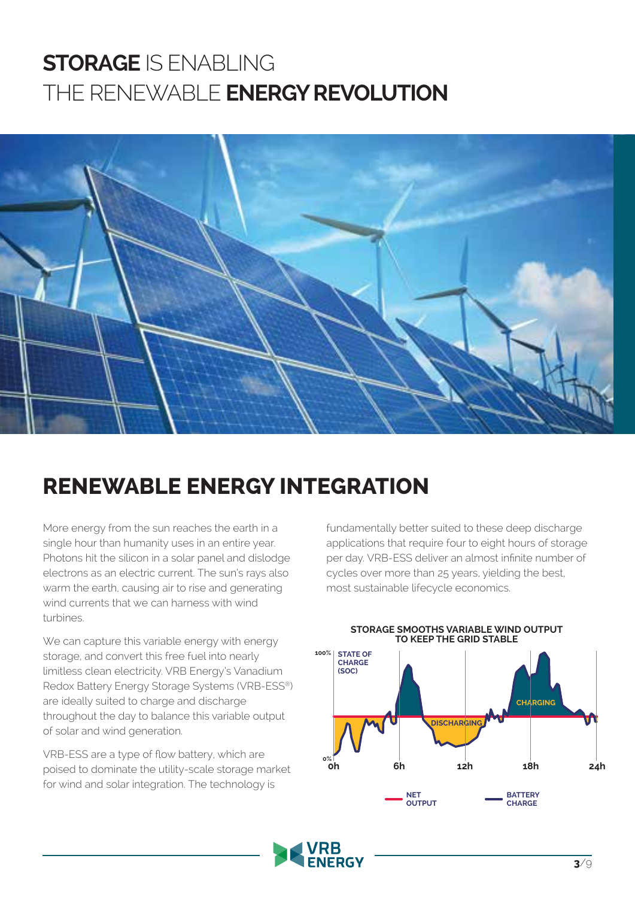# **STORAGE** IS ENABLING THE RENEWABLE **ENERGY REVOLUTION**

## RENEWABLE ENERGY INTEGRATION

More energy from the sun reaches the earth in a single hour than humanity uses in an entire year. Photons hit the silicon in a solar panel and dislodge electrons as an electric current. The sun's rays also warm the earth, causing air to rise and generating wind currents that we can harness with wind turbines.

We can capture this variable energy with energy storage, and convert this free fuel into nearly limitless clean electricity. VRB Energy's Vanadium Redox Battery Energy Storage Systems (VRB-ESS®) are ideally suited to charge and discharge throughout the day to balance this variable output of solar and wind generation.

VRB-ESS are a type of flow battery, which are poised to dominate the utility-scale storage market for wind and solar integration. The technology is fundamentally better suited to these deep discharge applications that require four to eight hours of storage per day. VRB-ESS deliver an almost infinite number of cycles over more than 25 years, yielding the best, most sustainable lifecycle economics.

**STORAGE SMOOTHS VARIABLE WIND OUTPUT TO KEEP THE GRID STABLE**

STATE OF CHARGE (SOC): 0% – 100%

Time: 0h, 6h, 12h, 18h, 24h

DISCHARGING · CHARGING

NET OUTPUT · BATTERY CHARGE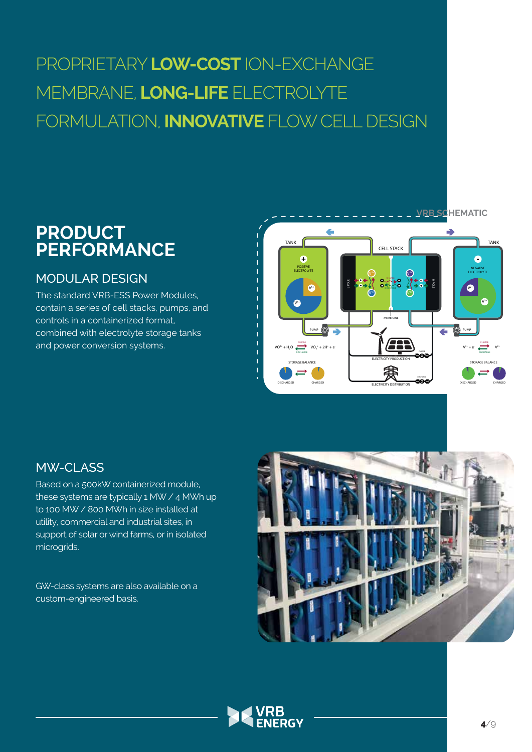# PROPRIETARY **LOW-COST** ION-EXCHANGE MEMBRANE, **LONG-LIFE** ELECTROLYTE FORMULATION, **INNOVATIVE** FLOW CELL DESIGN

## PRODUCT PERFORMANCE

### MODULAR DESIGN

The standard VRB-ESS Power Modules, contain a series of cell stacks, pumps, and controls in a containerized format, combined with electrolyte storage tanks and power conversion systems.

### MW-CLASS

Based on a 500kW containerized module, these systems are typically 1 MW / 4 MWh up to 100 MW / 800 MWh in size installed at utility, commercial and industrial sites, in support of solar or wind farms, or in isolated microgrids.

GW-class systems are also available on a custom-engineered basis.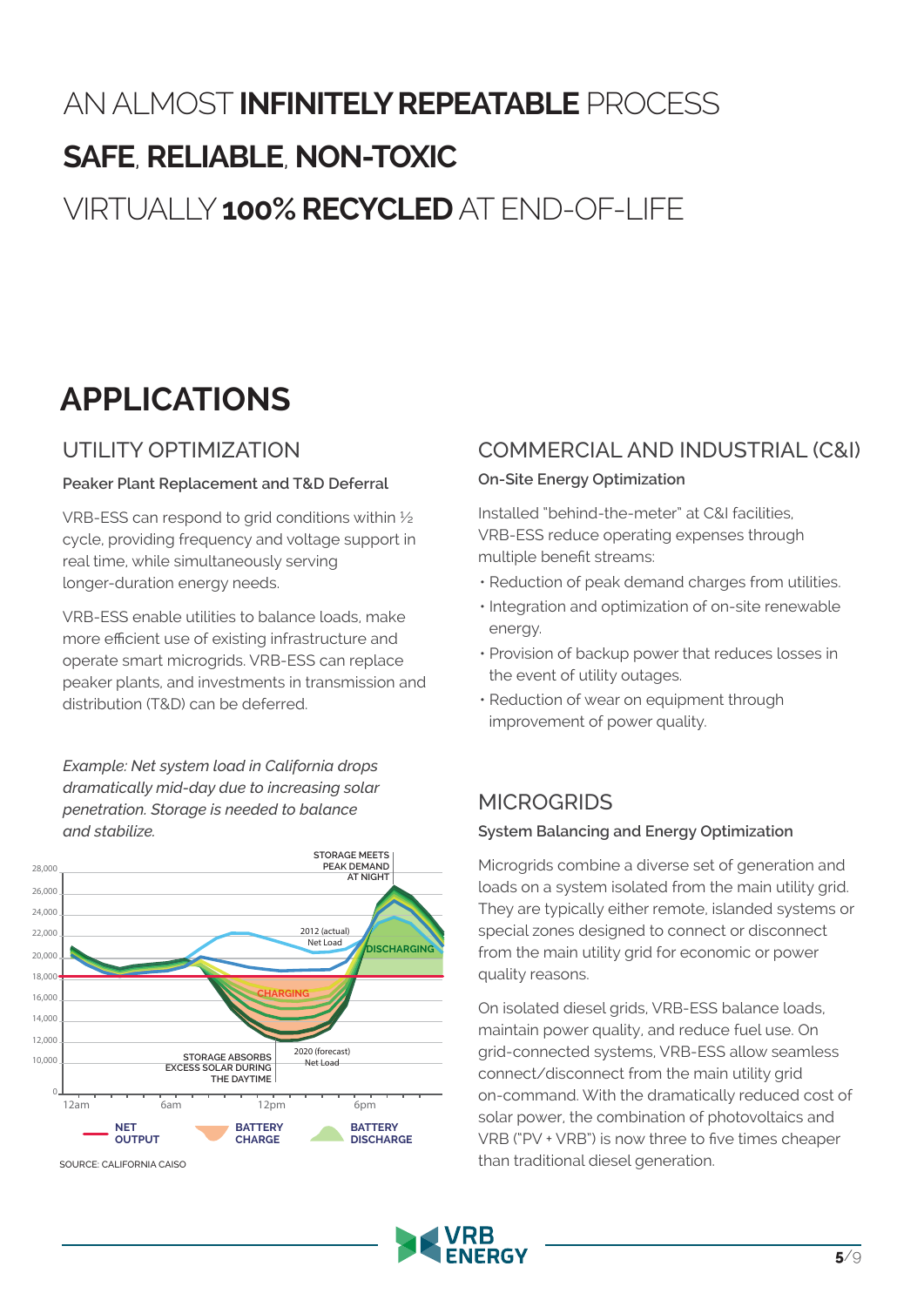AN ALMOST **INFINITELY REPEATABLE** PROCESS

**SAFE**, **RELIABLE**, **NON-TOXIC**

VIRTUALLY **100% RECYCLED** AT END-OF-LIFE

# APPLICATIONS

## UTILITY OPTIMIZATION

**Peaker Plant Replacement and T&D Deferral**

VRB-ESS can respond to grid conditions within ½ cycle, providing frequency and voltage support in real time, while simultaneously serving longer-duration energy needs.

VRB-ESS enable utilities to balance loads, make more efficient use of existing infrastructure and operate smart microgrids. VRB-ESS can replace peaker plants, and investments in transmission and distribution (T&D) can be deferred.

*Example: Net system load in California drops dramatically mid-day due to increasing solar penetration. Storage is needed to balance and stabilize.*

STORAGE MEETS PEAK DEMAND AT NIGHT

2012 (actual) Net Load

DISCHARGING

CHARGING

STORAGE ABSORBS EXCESS SOLAR DURING THE DAYTIME

2020 (forecast) Net Load

NET OUTPUT | BATTERY CHARGE | BATTERY DISCHARGE

SOURCE: CALIFORNIA CAISO

## COMMERCIAL AND INDUSTRIAL (C&I)

**On-Site Energy Optimization**

Installed "behind-the-meter" at C&I facilities, VRB-ESS reduce operating expenses through multiple benefit streams:

- Reduction of peak demand charges from utilities.
- Integration and optimization of on-site renewable energy.
- Provision of backup power that reduces losses in the event of utility outages.
- Reduction of wear on equipment through improvement of power quality.

## MICROGRIDS

**System Balancing and Energy Optimization**

Microgrids combine a diverse set of generation and loads on a system isolated from the main utility grid. They are typically either remote, islanded systems or special zones designed to connect or disconnect from the main utility grid for economic or power quality reasons.

On isolated diesel grids, VRB-ESS balance loads, maintain power quality, and reduce fuel use. On grid-connected systems, VRB-ESS allow seamless connect/disconnect from the main utility grid on-command. With the dramatically reduced cost of solar power, the combination of photovoltaics and VRB ("PV + VRB") is now three to five times cheaper than traditional diesel generation.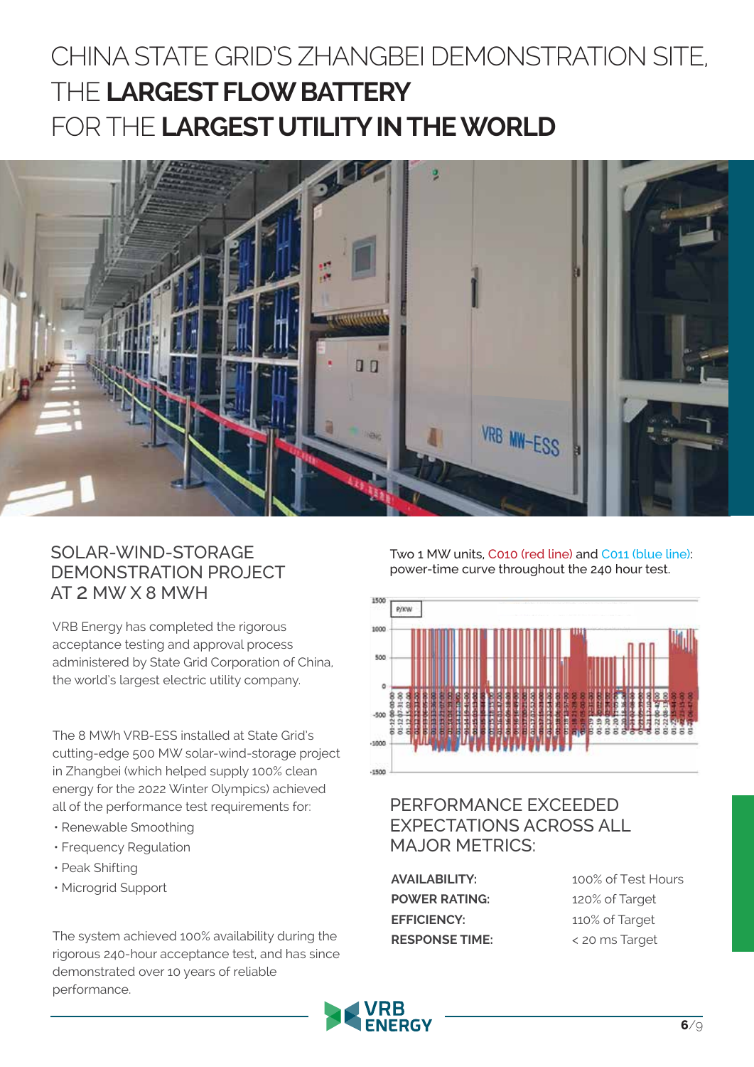# CHINA STATE GRID'S ZHANGBEI DEMONSTRATION SITE, THE **LARGEST FLOW BATTERY** FOR THE **LARGEST UTILITY IN THE WORLD**

## SOLAR-WIND-STORAGE DEMONSTRATION PROJECT AT 2 MW X 8 MWH

VRB Energy has completed the rigorous acceptance testing and approval process administered by State Grid Corporation of China, the world's largest electric utility company.

The 8 MWh VRB-ESS installed at State Grid's cutting-edge 500 MW solar-wind-storage project in Zhangbei (which helped supply 100% clean energy for the 2022 Winter Olympics) achieved all of the performance test requirements for:

- Renewable Smoothing
- Frequency Regulation
- Peak Shifting
- Microgrid Support

The system achieved 100% availability during the rigorous 240-hour acceptance test, and has since demonstrated over 10 years of reliable performance.

Two 1 MW units, C010 (red line) and C011 (blue line): power-time curve throughout the 240 hour test.

## PERFORMANCE EXCEEDED EXPECTATIONS ACROSS ALL MAJOR METRICS:

| | |
|---|---|
| **AVAILABILITY:** | 100% of Test Hours |
| **POWER RATING:** | 120% of Target |
| **EFFICIENCY:** | 110% of Target |
| **RESPONSE TIME:** | < 20 ms Target |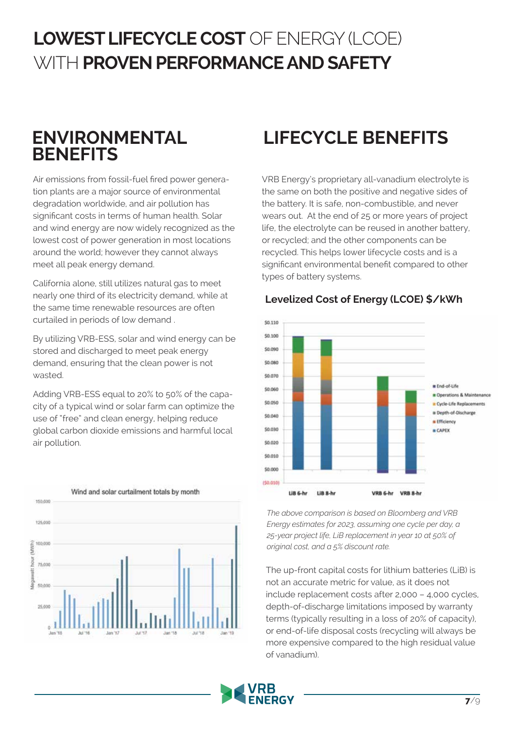# **LOWEST LIFECYCLE COST** OF ENERGY (LCOE) WITH **PROVEN PERFORMANCE AND SAFETY**

## ENVIRONMENTAL BENEFITS

Air emissions from fossil-fuel fired power generation plants are a major source of environmental degradation worldwide, and air pollution has significant costs in terms of human health. Solar and wind energy are now widely recognized as the lowest cost of power generation in most locations around the world; however they cannot always meet all peak energy demand.

California alone, still utilizes natural gas to meet nearly one third of its electricity demand, while at the same time renewable resources are often curtailed in periods of low demand .

By utilizing VRB-ESS, solar and wind energy can be stored and discharged to meet peak energy demand, ensuring that the clean power is not wasted.

Adding VRB-ESS equal to 20% to 50% of the capacity of a typical wind or solar farm can optimize the use of "free" and clean energy, helping reduce global carbon dioxide emissions and harmful local air pollution.

Wind and solar curtailment totals by month

## LIFECYCLE BENEFITS

VRB Energy's proprietary all-vanadium electrolyte is the same on both the positive and negative sides of the battery. It is safe, non-combustible, and never wears out. At the end of 25 or more years of project life, the electrolyte can be reused in another battery, or recycled; and the other components can be recycled. This helps lower lifecycle costs and is a significant environmental benefit compared to other types of battery systems.

### Levelized Cost of Energy (LCOE) $/kWh

*The above comparison is based on Bloomberg and VRB Energy estimates for 2023, assuming one cycle per day, a 25-year project life, LiB replacement in year 10 at 50% of original cost, and a 5% discount rate.*

The up-front capital costs for lithium batteries (LiB) is not an accurate metric for value, as it does not include replacement costs after 2,000 – 4,000 cycles, depth-of-discharge limitations imposed by warranty terms (typically resulting in a loss of 20% of capacity), or end-of-life disposal costs (recycling will always be more expensive compared to the high residual value of vanadium).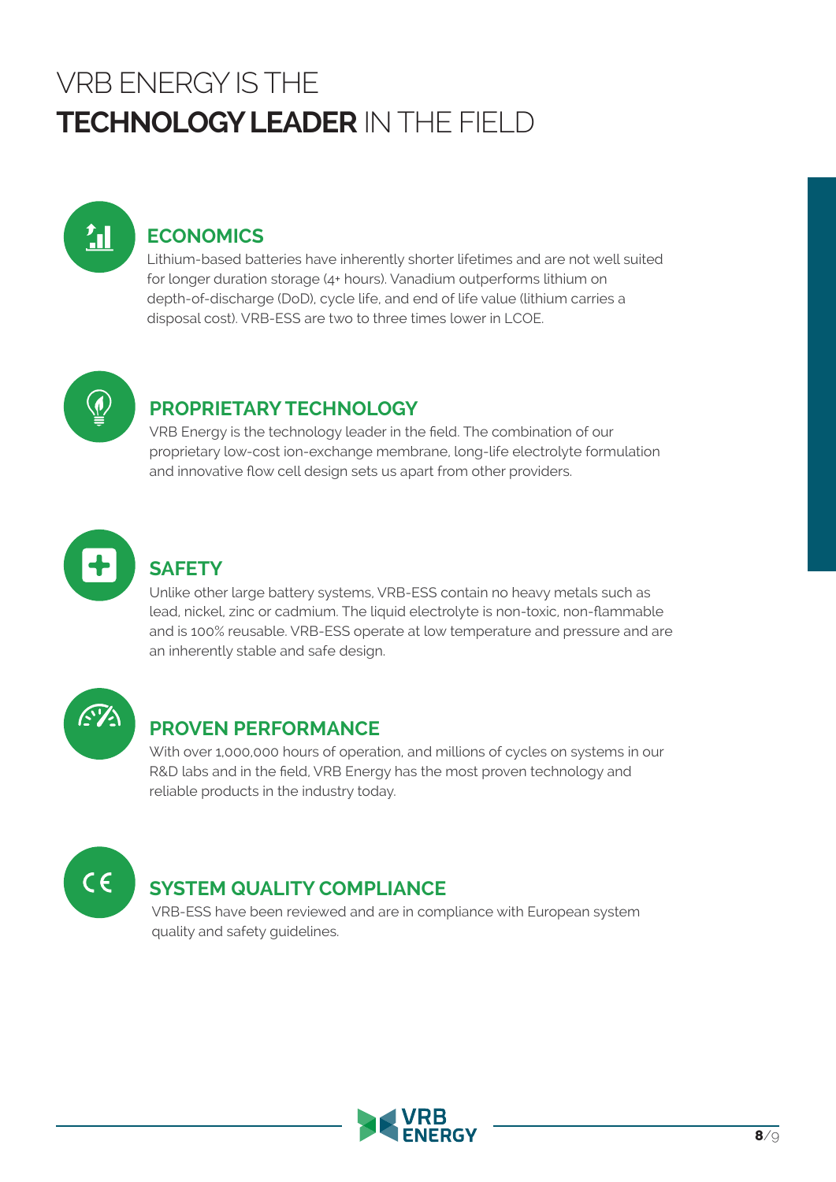# VRB ENERGY IS THE **TECHNOLOGY LEADER** IN THE FIELD

## ECONOMICS

Lithium-based batteries have inherently shorter lifetimes and are not well suited for longer duration storage (4+ hours). Vanadium outperforms lithium on depth-of-discharge (DoD), cycle life, and end of life value (lithium carries a disposal cost). VRB-ESS are two to three times lower in LCOE.

## PROPRIETARY TECHNOLOGY

VRB Energy is the technology leader in the field. The combination of our proprietary low-cost ion-exchange membrane, long-life electrolyte formulation and innovative flow cell design sets us apart from other providers.

## SAFETY

Unlike other large battery systems, VRB-ESS contain no heavy metals such as lead, nickel, zinc or cadmium. The liquid electrolyte is non-toxic, non-flammable and is 100% reusable. VRB-ESS operate at low temperature and pressure and are an inherently stable and safe design.

## PROVEN PERFORMANCE

With over 1,000,000 hours of operation, and millions of cycles on systems in our R&D labs and in the field, VRB Energy has the most proven technology and reliable products in the industry today.

## SYSTEM QUALITY COMPLIANCE

VRB-ESS have been reviewed and are in compliance with European system quality and safety guidelines.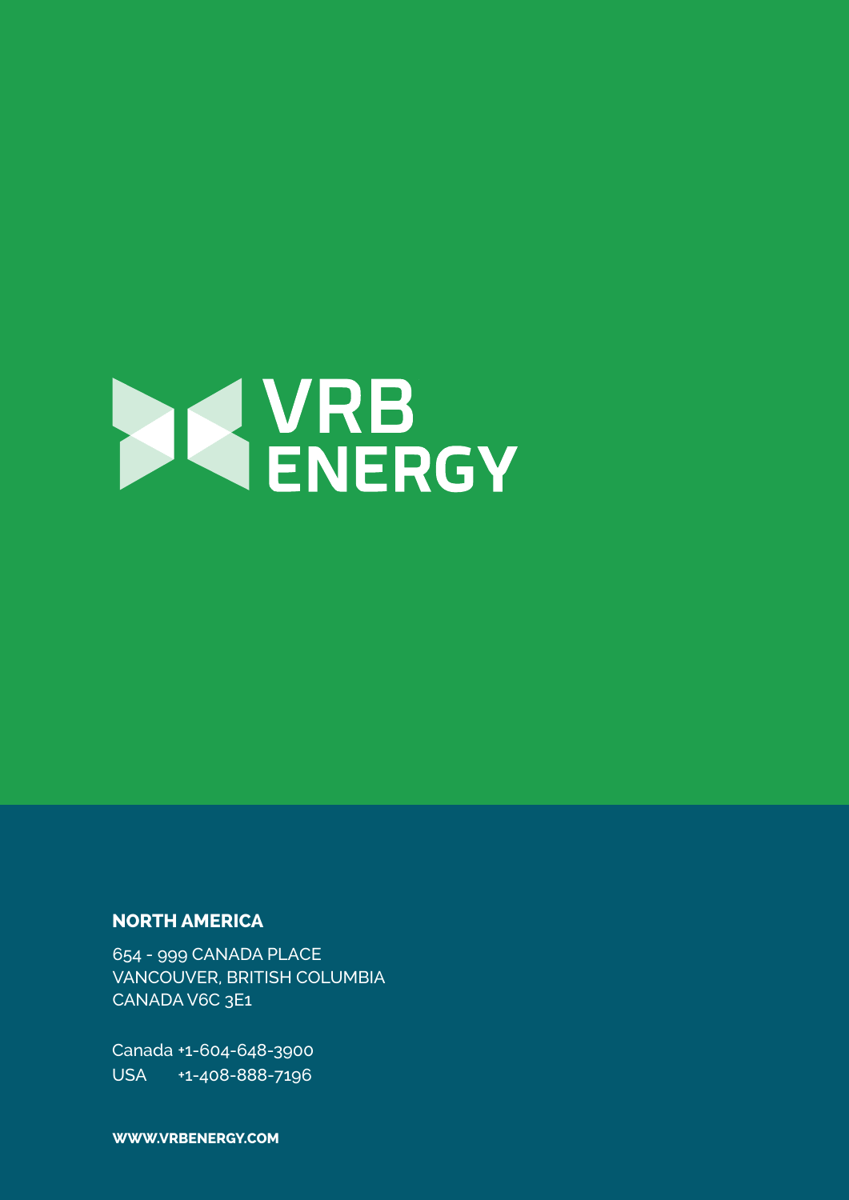VRB ENERGY

**NORTH AMERICA**

654 - 999 CANADA PLACE
VANCOUVER, BRITISH COLUMBIA
CANADA V6C 3E1

Canada +1-604-648-3900
USA +1-408-888-7196

**WWW.VRBENERGY.COM**